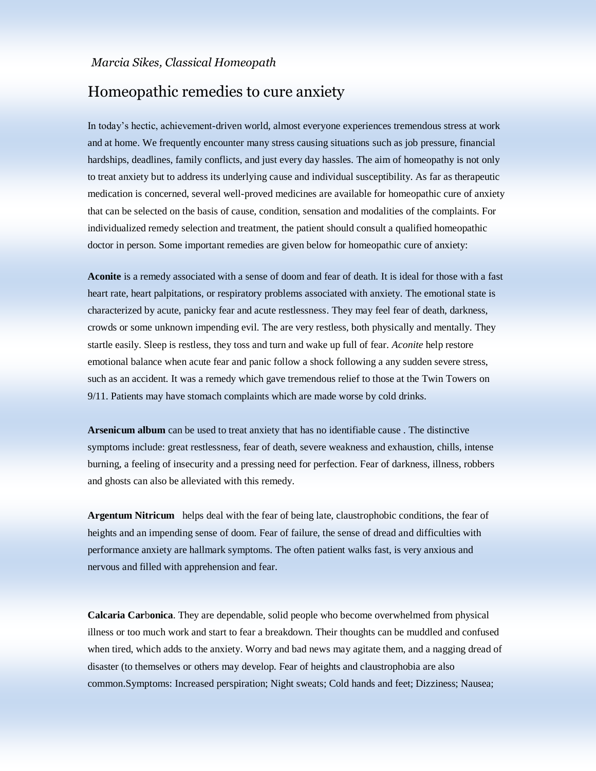*Marcia Sikes, Classical Homeopath*

# Homeopathic remedies to cure anxiety

In today's hectic, achievement-driven world, almost everyone experiences tremendous stress at work and at home. We frequently encounter many stress causing situations such as job pressure, financial hardships, deadlines, family conflicts, and just every day hassles. The aim of homeopathy is not only to treat anxiety but to address its underlying cause and individual susceptibility. As far as therapeutic medication is concerned, several well-proved medicines are available for homeopathic cure of anxiety that can be selected on the basis of cause, condition, sensation and modalities of the complaints. For individualized remedy selection and treatment, the patient should consult a qualified homeopathic doctor in person. Some important remedies are given below for homeopathic cure of anxiety:

**Aconite** is a remedy associated with a sense of doom and fear of death. It is ideal for those with a fast heart rate, heart palpitations, or respiratory problems associated with anxiety. The emotional state is characterized by acute, panicky fear and acute restlessness. They may feel fear of death, darkness, crowds or some unknown impending evil. The are very restless, both physically and mentally. They startle easily. Sleep is restless, they toss and turn and wake up full of fear. *Aconite* help restore emotional balance when acute fear and panic follow a shock following a any sudden severe stress, such as an accident. It was a remedy which gave tremendous relief to those at the Twin Towers on 9/11. Patients may have stomach complaints which are made worse by cold drinks.

**Arsenicum album** can be used to treat anxiety that has no identifiable cause . The distinctive symptoms include: great restlessness, fear of death, severe weakness and exhaustion, chills, intense burning, a feeling of insecurity and a pressing need for perfection. Fear of darkness, illness, robbers and ghosts can also be alleviated with this remedy.

**Argentum Nitricum** helps deal with the fear of being late, claustrophobic conditions, the fear of heights and an impending sense of doom. Fear of failure, the sense of dread and difficulties with performance anxiety are hallmark symptoms. The often patient walks fast, is very anxious and nervous and filled with apprehension and fear.

**Calcaria Car**b**onica**. They are dependable, solid people who become overwhelmed from physical illness or too much work and start to fear a breakdown. Their thoughts can be muddled and confused when tired, which adds to the anxiety. Worry and bad news may agitate them, and a nagging dread of disaster (to themselves or others may develop. Fear of heights and claustrophobia are also common.Symptoms: Increased perspiration; Night sweats; Cold hands and feet; Dizziness; Nausea;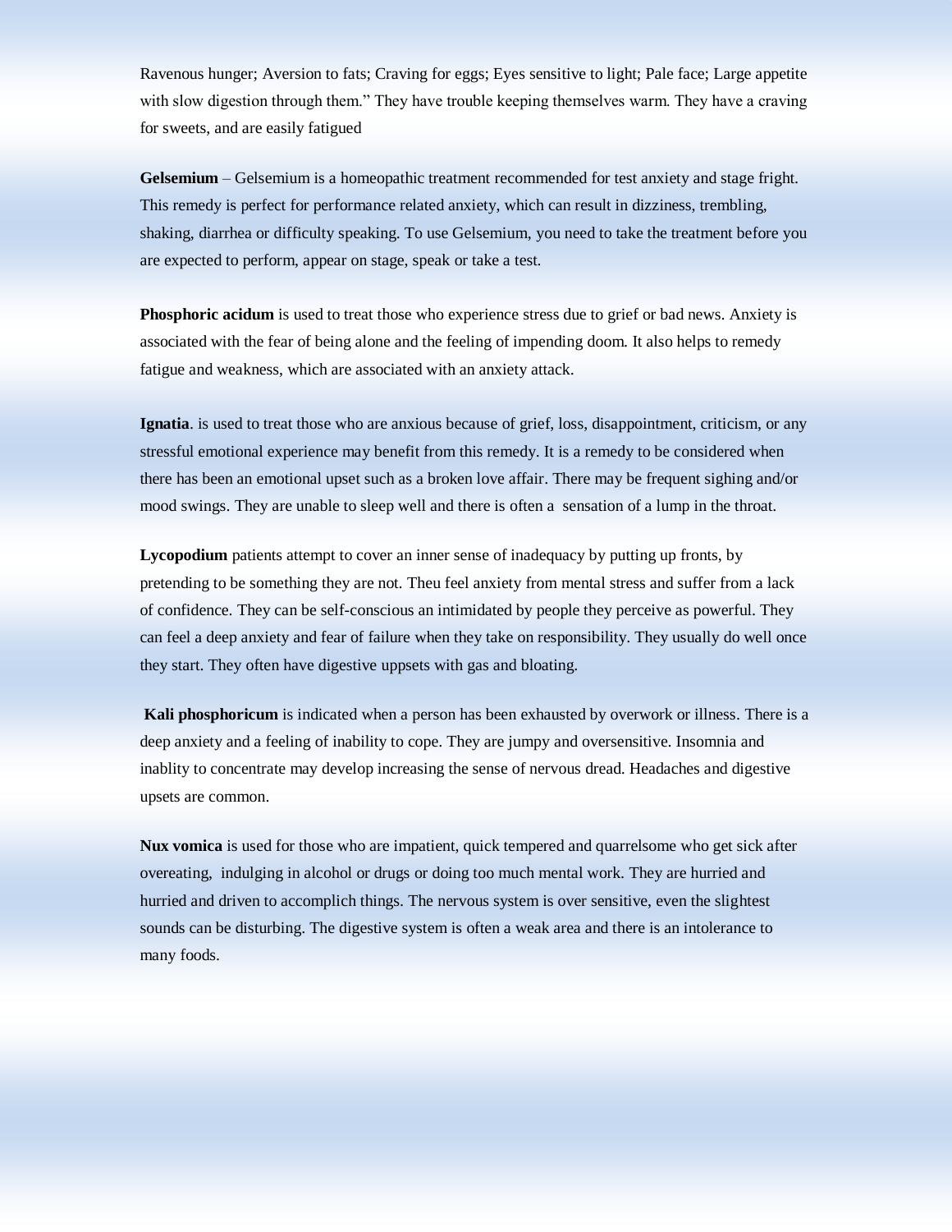Ravenous hunger; Aversion to fats; Craving for eggs; Eyes sensitive to light; Pale face; Large appetite with slow digestion through them." They have trouble keeping themselves warm. They have a craving for sweets, and are easily fatigued

**Gelsemium** – Gelsemium is a homeopathic treatment recommended for test anxiety and stage fright. This remedy is perfect for performance related anxiety, which can result in dizziness, trembling, shaking, diarrhea or difficulty speaking. To use Gelsemium, you need to take the treatment before you are expected to perform, appear on stage, speak or take a test.

**Phosphoric acidum** is used to treat those who experience stress due to grief or bad news. Anxiety is associated with the fear of being alone and the feeling of impending doom. It also helps to remedy fatigue and weakness, which are associated with an anxiety attack.

**Ignatia**. is used to treat those who are anxious because of grief, loss, disappointment, criticism, or any stressful emotional experience may benefit from this remedy. It is a remedy to be considered when there has been an emotional upset such as a broken love affair. There may be frequent sighing and/or mood swings. They are unable to sleep well and there is often a sensation of a lump in the throat.

**Lycopodium** patients attempt to cover an inner sense of inadequacy by putting up fronts, by pretending to be something they are not. Theu feel anxiety from mental stress and suffer from a lack of confidence. They can be self-conscious an intimidated by people they perceive as powerful. They can feel a deep anxiety and fear of failure when they take on responsibility. They usually do well once they start. They often have digestive uppsets with gas and bloating.

**Kali phosphoricum** is indicated when a person has been exhausted by overwork or illness. There is a deep anxiety and a feeling of inability to cope. They are jumpy and oversensitive. Insomnia and inablity to concentrate may develop increasing the sense of nervous dread. Headaches and digestive upsets are common.

**Nux vomica** is used for those who are impatient, quick tempered and quarrelsome who get sick after overeating, indulging in alcohol or drugs or doing too much mental work. They are hurried and hurried and driven to accomplich things. The nervous system is over sensitive, even the slightest sounds can be disturbing. The digestive system is often a weak area and there is an intolerance to many foods.